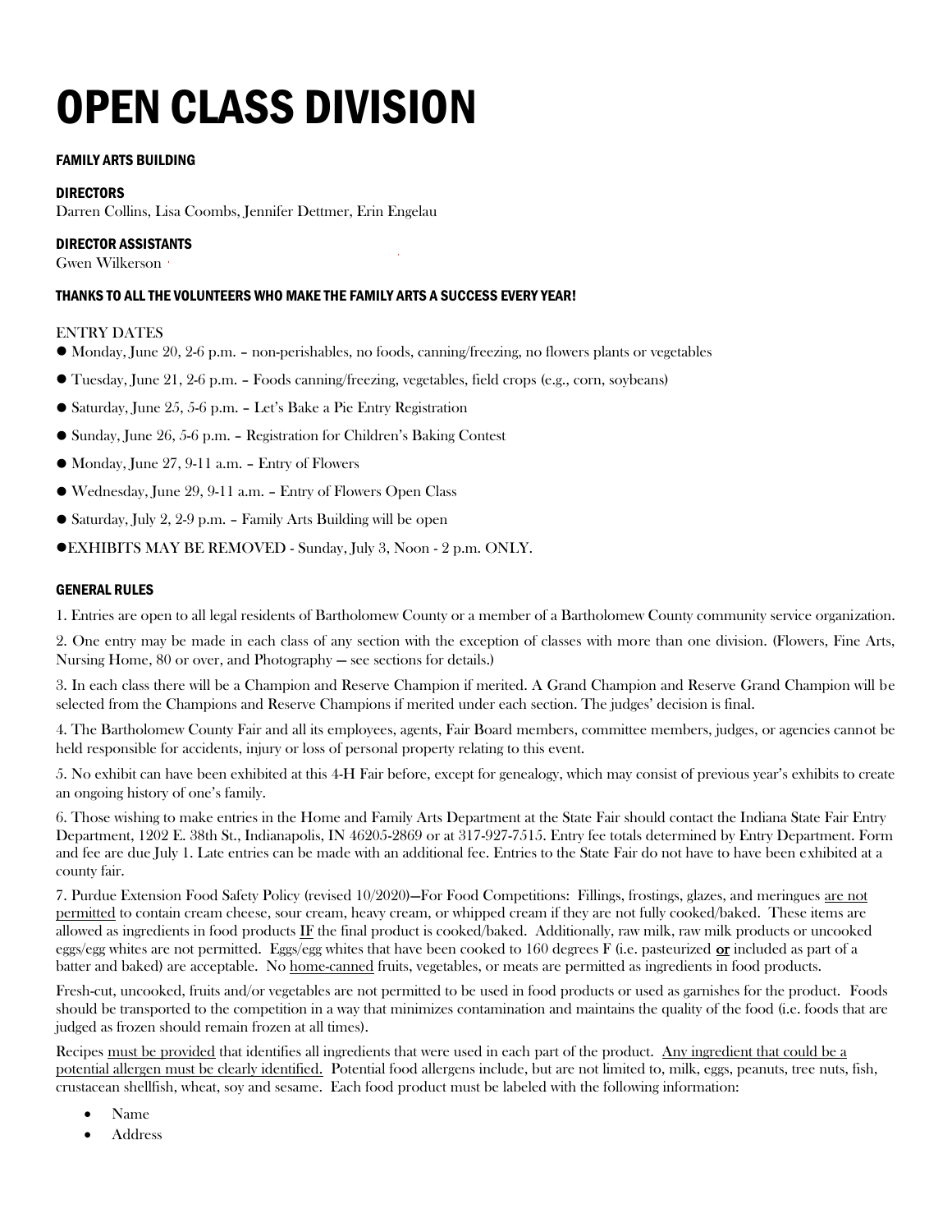# OPEN CLASS DIVISION

#### FAMILY ARTS BUILDING

#### DIRECTORS

Darren Collins, Lisa Coombs, Jennifer Dettmer, Erin Engelau

#### DIRECTOR ASSISTANTS

Gwen Wilkerson

#### THANKS TO ALL THE VOLUNTEERS WHO MAKE THE FAMILY ARTS A SUCCESS EVERY YEAR!

ENTRY DATES

- Monday, June 20, 2-6 p.m. – non-perishables, no foods, canning/freezing, no flowers plants or vegetables
- Tuesday, June 21, 2-6 p.m. – Foods canning/freezing, vegetables, field crops (e.g., corn, soybeans)
- Saturday, June 25, 5-6 p.m. – Let's Bake a Pie Entry Registration
- Sunday, June 26, 5-6 p.m. – Registration for Children's Baking Contest
- Monday, June 27, 9-11 a.m. – Entry of Flowers
- Wednesday, June 29, 9-11 a.m. – Entry of Flowers Open Class
- Saturday, July 2, 2-9 p.m. – Family Arts Building will be open
- EXHIBITS MAY BE REMOVED - Sunday, July 3, Noon - 2 p.m. ONLY.

#### GENERAL RULES

1. Entries are open to all legal residents of Bartholomew County or a member of a Bartholomew County community service organization.

2. One entry may be made in each class of any section with the exception of classes with more than one division. (Flowers, Fine Arts, Nursing Home, 80 or over, and Photography — see sections for details.)

3. In each class there will be a Champion and Reserve Champion if merited. A Grand Champion and Reserve Grand Champion will be selected from the Champions and Reserve Champions if merited under each section. The judges' decision is final.

4. The Bartholomew County Fair and all its employees, agents, Fair Board members, committee members, judges, or agencies cannot be held responsible for accidents, injury or loss of personal property relating to this event.

5. No exhibit can have been exhibited at this 4-H Fair before, except for genealogy, which may consist of previous year's exhibits to create an ongoing history of one's family.

6. Those wishing to make entries in the Home and Family Arts Department at the State Fair should contact the Indiana State Fair Entry Department, 1202 E. 38th St., Indianapolis, IN 46205-2869 or at 317-927-7515. Entry fee totals determined by Entry Department. Form and fee are due July 1. Late entries can be made with an additional fee. Entries to the State Fair do not have to have been exhibited at a county fair.

7. Purdue Extension Food Safety Policy (revised 10/2020)—For Food Competitions: Fillings, frostings, glazes, and meringues are not permitted to contain cream cheese, sour cream, heavy cream, or whipped cream if they are not fully cooked/baked. These items are allowed as ingredients in food products **IF** the final product is cooked/baked. Additionally, raw milk, raw milk products or uncooked eggs/egg whites are not permitted. Eggs/egg whites that have been cooked to 160 degrees F (i.e. pasteurized **or** included as part of a batter and baked) are acceptable. No home-canned fruits, vegetables, or meats are permitted as ingredients in food products.

Fresh-cut, uncooked, fruits and/or vegetables are not permitted to be used in food products or used as garnishes for the product. Foods should be transported to the competition in a way that minimizes contamination and maintains the quality of the food (i.e. foods that are judged as frozen should remain frozen at all times).

Recipes must be provided that identifies all ingredients that were used in each part of the product. Any ingredient that could be a potential allergen must be clearly identified. Potential food allergens include, but are not limited to, milk, eggs, peanuts, tree nuts, fish, crustacean shellfish, wheat, soy and sesame. Each food product must be labeled with the following information:

- Name
- Address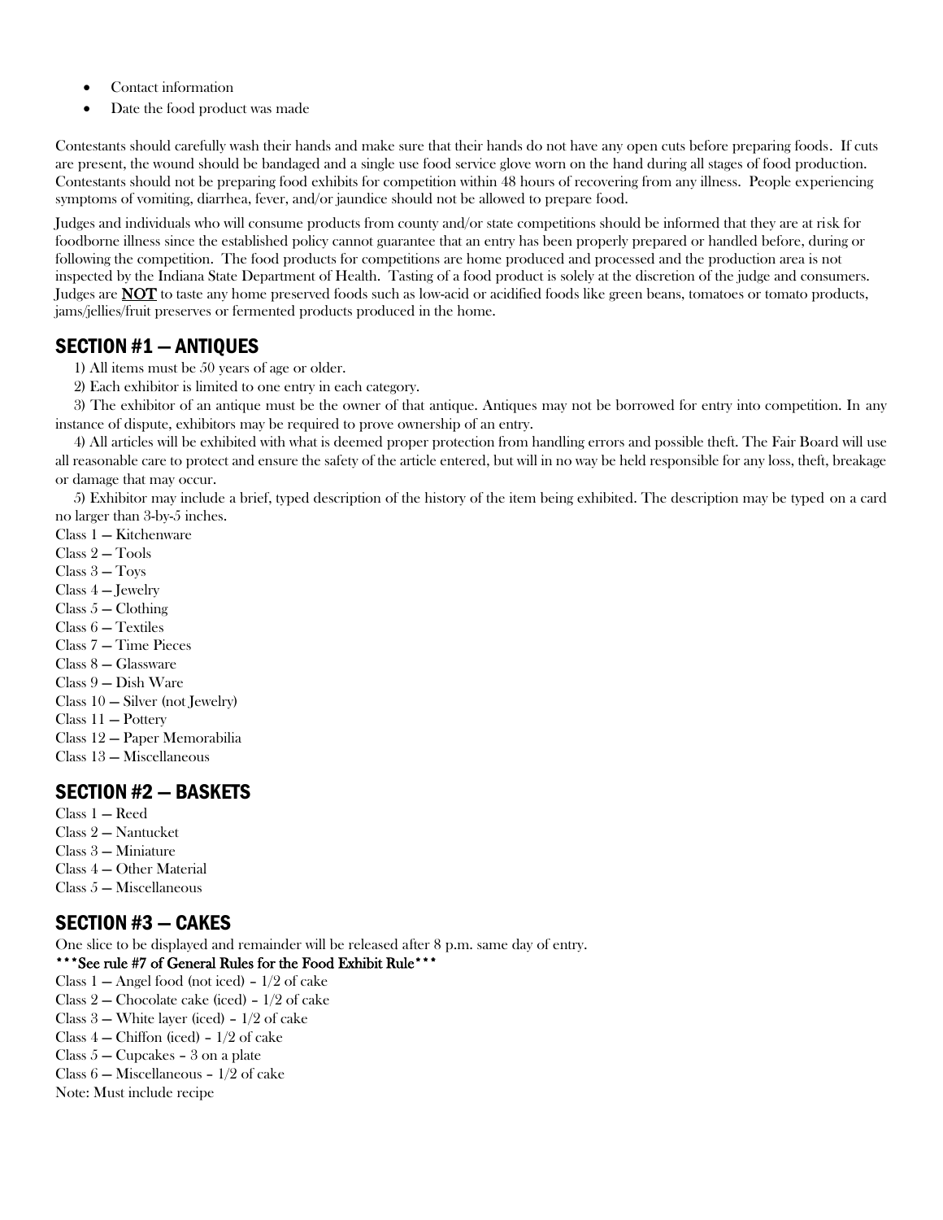- Contact information
- Date the food product was made

Contestants should carefully wash their hands and make sure that their hands do not have any open cuts before preparing foods. If cuts are present, the wound should be bandaged and a single use food service glove worn on the hand during all stages of food production. Contestants should not be preparing food exhibits for competition within 48 hours of recovering from any illness. People experiencing symptoms of vomiting, diarrhea, fever, and/or jaundice should not be allowed to prepare food.

Judges and individuals who will consume products from county and/or state competitions should be informed that they are at risk for foodborne illness since the established policy cannot guarantee that an entry has been properly prepared or handled before, during or following the competition. The food products for competitions are home produced and processed and the production area is not inspected by the Indiana State Department of Health. Tasting of a food product is solely at the discretion of the judge and consumers. Judges are **NOT** to taste any home preserved foods such as low-acid or acidified foods like green beans, tomatoes or tomato products, jams/jellies/fruit preserves or fermented products produced in the home.

## SECTION #1 — ANTIQUES

1) All items must be 50 years of age or older.

2) Each exhibitor is limited to one entry in each category.

3) The exhibitor of an antique must be the owner of that antique. Antiques may not be borrowed for entry into competition. In any instance of dispute, exhibitors may be required to prove ownership of an entry.

4) All articles will be exhibited with what is deemed proper protection from handling errors and possible theft. The Fair Board will use all reasonable care to protect and ensure the safety of the article entered, but will in no way be held responsible for any loss, theft, breakage or damage that may occur.

5) Exhibitor may include a brief, typed description of the history of the item being exhibited. The description may be typed on a card no larger than 3-by-5 inches.

Class 1 — Kitchenware
Class 2 — Tools
Class 3 — Toys
Class 4 — Jewelry
Class 5 — Clothing
Class 6 — Textiles
Class 7 — Time Pieces
Class 8 — Glassware
Class 9 — Dish Ware
Class 10 — Silver (not Jewelry)
Class 11 — Pottery
Class 12 — Paper Memorabilia
Class 13 — Miscellaneous

## SECTION #2 — BASKETS

Class 1 — Reed
Class 2 — Nantucket
Class 3 — Miniature
Class 4 — Other Material
Class 5 — Miscellaneous

## SECTION #3 — CAKES

One slice to be displayed and remainder will be released after 8 p.m. same day of entry.

**\*\*\*See rule #7 of General Rules for the Food Exhibit Rule\*\*\***

Class 1 — Angel food (not iced) – 1/2 of cake
Class 2 — Chocolate cake (iced) – 1/2 of cake
Class 3 — White layer (iced) – 1/2 of cake
Class 4 — Chiffon (iced) – 1/2 of cake
Class 5 — Cupcakes – 3 on a plate
Class 6 — Miscellaneous – 1/2 of cake
Note: Must include recipe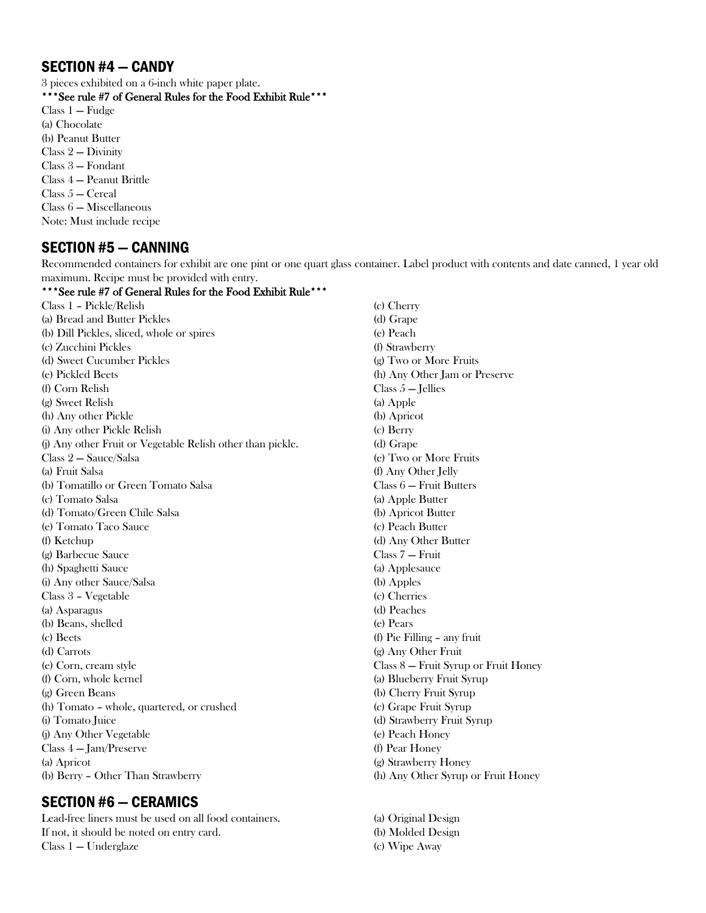## SECTION #4 — CANDY

3 pieces exhibited on a 6-inch white paper plate.

**\*\*\*See rule #7 of General Rules for the Food Exhibit Rule\*\*\***

Class 1 — Fudge
(a) Chocolate
(b) Peanut Butter
Class 2 — Divinity
Class 3 — Fondant
Class 4 — Peanut Brittle
Class 5 — Cereal
Class 6 — Miscellaneous
Note: Must include recipe

## SECTION #5 — CANNING

Recommended containers for exhibit are one pint or one quart glass container. Label product with contents and date canned, 1 year old maximum. Recipe must be provided with entry.

**\*\*\*See rule #7 of General Rules for the Food Exhibit Rule\*\*\***

Class 1 – Pickle/Relish
(a) Bread and Butter Pickles
(b) Dill Pickles, sliced, whole or spires
(c) Zucchini Pickles
(d) Sweet Cucumber Pickles
(e) Pickled Beets
(f) Corn Relish
(g) Sweet Relish
(h) Any other Pickle
(i) Any other Pickle Relish
(j) Any other Fruit or Vegetable Relish other than pickle.
Class 2 — Sauce/Salsa
(a) Fruit Salsa
(b) Tomatillo or Green Tomato Salsa
(c) Tomato Salsa
(d) Tomato/Green Chile Salsa
(e) Tomato Taco Sauce
(f) Ketchup
(g) Barbecue Sauce
(h) Spaghetti Sauce
(i) Any other Sauce/Salsa
Class 3 – Vegetable
(a) Asparagus
(b) Beans, shelled
(c) Beets
(d) Carrots
(e) Corn, cream style
(f) Corn, whole kernel
(g) Green Beans
(h) Tomato – whole, quartered, or crushed
(i) Tomato Juice
(j) Any Other Vegetable
Class 4 — Jam/Preserve
(a) Apricot
(b) Berry – Other Than Strawberry
(c) Cherry
(d) Grape
(e) Peach
(f) Strawberry
(g) Two or More Fruits
(h) Any Other Jam or Preserve
Class 5 — Jellies
(a) Apple
(b) Apricot
(c) Berry
(d) Grape
(e) Two or More Fruits
(f) Any Other Jelly
Class 6 — Fruit Butters
(a) Apple Butter
(b) Apricot Butter
(c) Peach Butter
(d) Any Other Butter
Class 7 — Fruit
(a) Applesauce
(b) Apples
(c) Cherries
(d) Peaches
(e) Pears
(f) Pie Filling – any fruit
(g) Any Other Fruit
Class 8 — Fruit Syrup or Fruit Honey
(a) Blueberry Fruit Syrup
(b) Cherry Fruit Syrup
(c) Grape Fruit Syrup
(d) Strawberry Fruit Syrup
(e) Peach Honey
(f) Pear Honey
(g) Strawberry Honey
(h) Any Other Syrup or Fruit Honey

## SECTION #6 — CERAMICS

Lead-free liners must be used on all food containers.
If not, it should be noted on entry card.
Class 1 — Underglaze
(a) Original Design
(b) Molded Design
(c) Wipe Away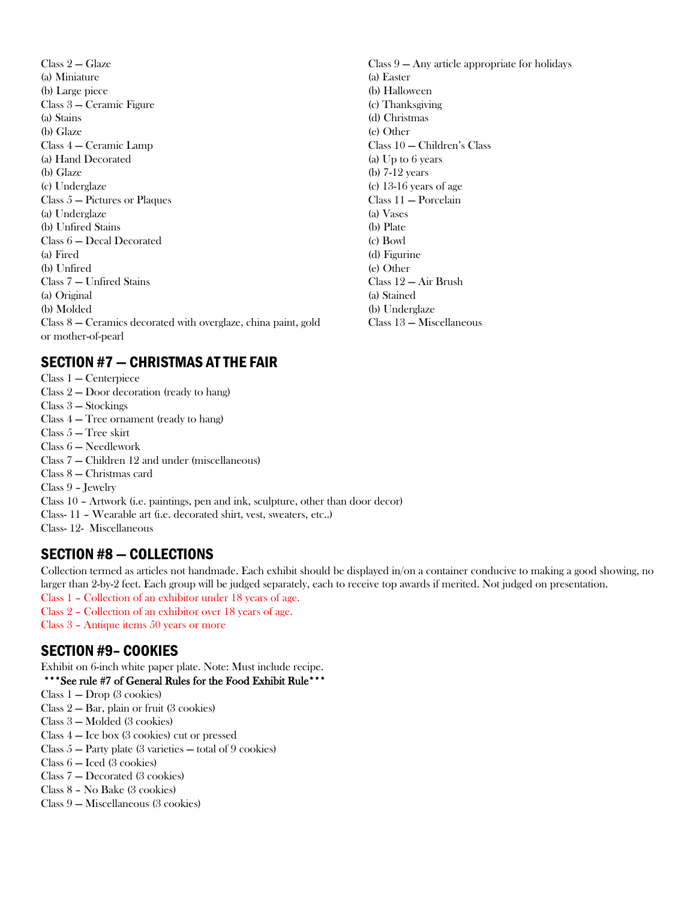Class 2 — Glaze
(a) Miniature
(b) Large piece
Class 3 — Ceramic Figure
(a) Stains
(b) Glaze
Class 4 — Ceramic Lamp
(a) Hand Decorated
(b) Glaze
(c) Underglaze
Class 5 — Pictures or Plaques
(a) Underglaze
(b) Unfired Stains
Class 6 — Decal Decorated
(a) Fired
(b) Unfired
Class 7 — Unfired Stains
(a) Original
(b) Molded
Class 8 — Ceramics decorated with overglaze, china paint, gold or mother-of-pearl
Class 9 — Any article appropriate for holidays
(a) Easter
(b) Halloween
(c) Thanksgiving
(d) Christmas
(e) Other
Class 10 — Children's Class
(a) Up to 6 years
(b) 7-12 years
(c) 13-16 years of age
Class 11 — Porcelain
(a) Vases
(b) Plate
(c) Bowl
(d) Figurine
(e) Other
Class 12 — Air Brush
(a) Stained
(b) Underglaze
Class 13 — Miscellaneous

## SECTION #7 — CHRISTMAS AT THE FAIR

Class 1 — Centerpiece
Class 2 — Door decoration (ready to hang)
Class 3 — Stockings
Class 4 — Tree ornament (ready to hang)
Class 5 — Tree skirt
Class 6 — Needlework
Class 7 — Children 12 and under (miscellaneous)
Class 8 — Christmas card
Class 9 – Jewelry
Class 10 – Artwork (i.e. paintings, pen and ink, sculpture, other than door decor)
Class- 11 – Wearable art (i.e. decorated shirt, vest, sweaters, etc..)
Class- 12- Miscellaneous

## SECTION #8 — COLLECTIONS

Collection termed as articles not handmade. Each exhibit should be displayed in/on a container conducive to making a good showing, no larger than 2-by-2 feet. Each group will be judged separately, each to receive top awards if merited. Not judged on presentation.

Class 1 – Collection of an exhibitor under 18 years of age.
Class 2 – Collection of an exhibitor over 18 years of age.
Class 3 – Antique items 50 years or more

## SECTION #9– COOKIES

Exhibit on 6-inch white paper plate. Note: Must include recipe.

***See rule #7 of General Rules for the Food Exhibit Rule***

Class 1 — Drop (3 cookies)
Class 2 — Bar, plain or fruit (3 cookies)
Class 3 — Molded (3 cookies)
Class 4 — Ice box (3 cookies) cut or pressed
Class 5 — Party plate (3 varieties — total of 9 cookies)
Class 6 — Iced (3 cookies)
Class 7 — Decorated (3 cookies)
Class 8 – No Bake (3 cookies)
Class 9 — Miscellaneous (3 cookies)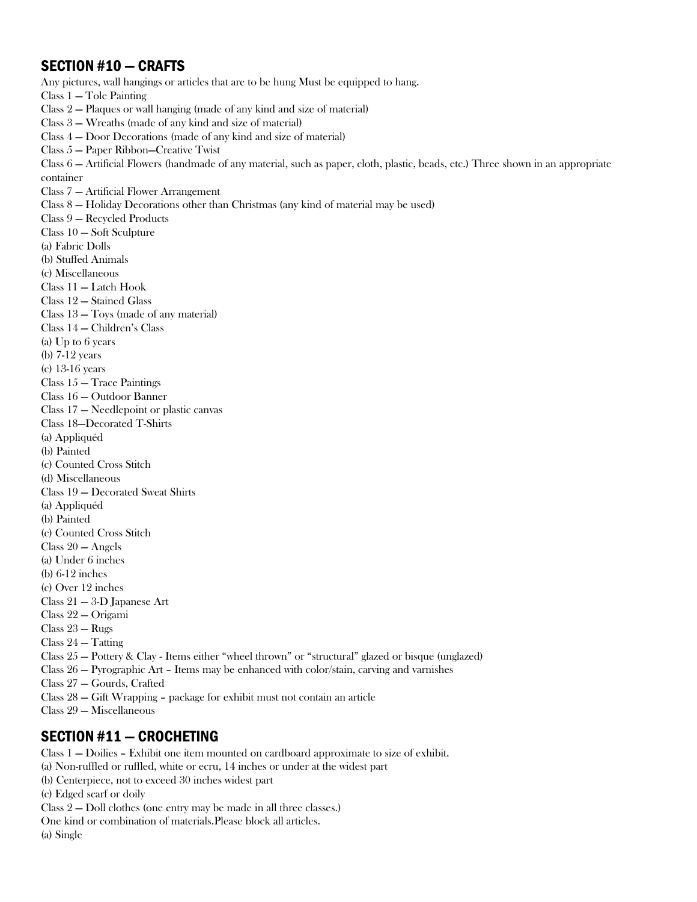## SECTION #10 — CRAFTS

Any pictures, wall hangings or articles that are to be hung Must be equipped to hang.

Class 1 — Tole Painting
Class 2 — Plaques or wall hanging (made of any kind and size of material)
Class 3 — Wreaths (made of any kind and size of material)
Class 4 — Door Decorations (made of any kind and size of material)
Class 5 — Paper Ribbon—Creative Twist
Class 6 — Artificial Flowers (handmade of any material, such as paper, cloth, plastic, beads, etc.) Three shown in an appropriate container
Class 7 — Artificial Flower Arrangement
Class 8 — Holiday Decorations other than Christmas (any kind of material may be used)
Class 9 — Recycled Products
Class 10 — Soft Sculpture
(a) Fabric Dolls
(b) Stuffed Animals
(c) Miscellaneous
Class 11 — Latch Hook
Class 12 — Stained Glass
Class 13 — Toys (made of any material)
Class 14 — Children's Class
(a) Up to 6 years
(b) 7-12 years
(c) 13-16 years
Class 15 — Trace Paintings
Class 16 — Outdoor Banner
Class 17 — Needlepoint or plastic canvas
Class 18—Decorated T-Shirts
(a) Appliquéd
(b) Painted
(c) Counted Cross Stitch
(d) Miscellaneous
Class 19 — Decorated Sweat Shirts
(a) Appliquéd
(b) Painted
(c) Counted Cross Stitch
Class 20 — Angels
(a) Under 6 inches
(b) 6-12 inches
(c) Over 12 inches
Class 21 — 3-D Japanese Art
Class 22 — Origami
Class 23 — Rugs
Class 24 — Tatting
Class 25 — Pottery & Clay - Items either "wheel thrown" or "structural" glazed or bisque (unglazed)
Class 26 — Pyrographic Art – Items may be enhanced with color/stain, carving and varnishes
Class 27 — Gourds, Crafted
Class 28 — Gift Wrapping – package for exhibit must not contain an article
Class 29 — Miscellaneous

## SECTION #11 — CROCHETING

Class 1 — Doilies – Exhibit one item mounted on cardboard approximate to size of exhibit.
(a) Non-ruffled or ruffled, white or ecru, 14 inches or under at the widest part
(b) Centerpiece, not to exceed 30 inches widest part
(c) Edged scarf or doily
Class 2 — Doll clothes (one entry may be made in all three classes.)
One kind or combination of materials.Please block all articles.
(a) Single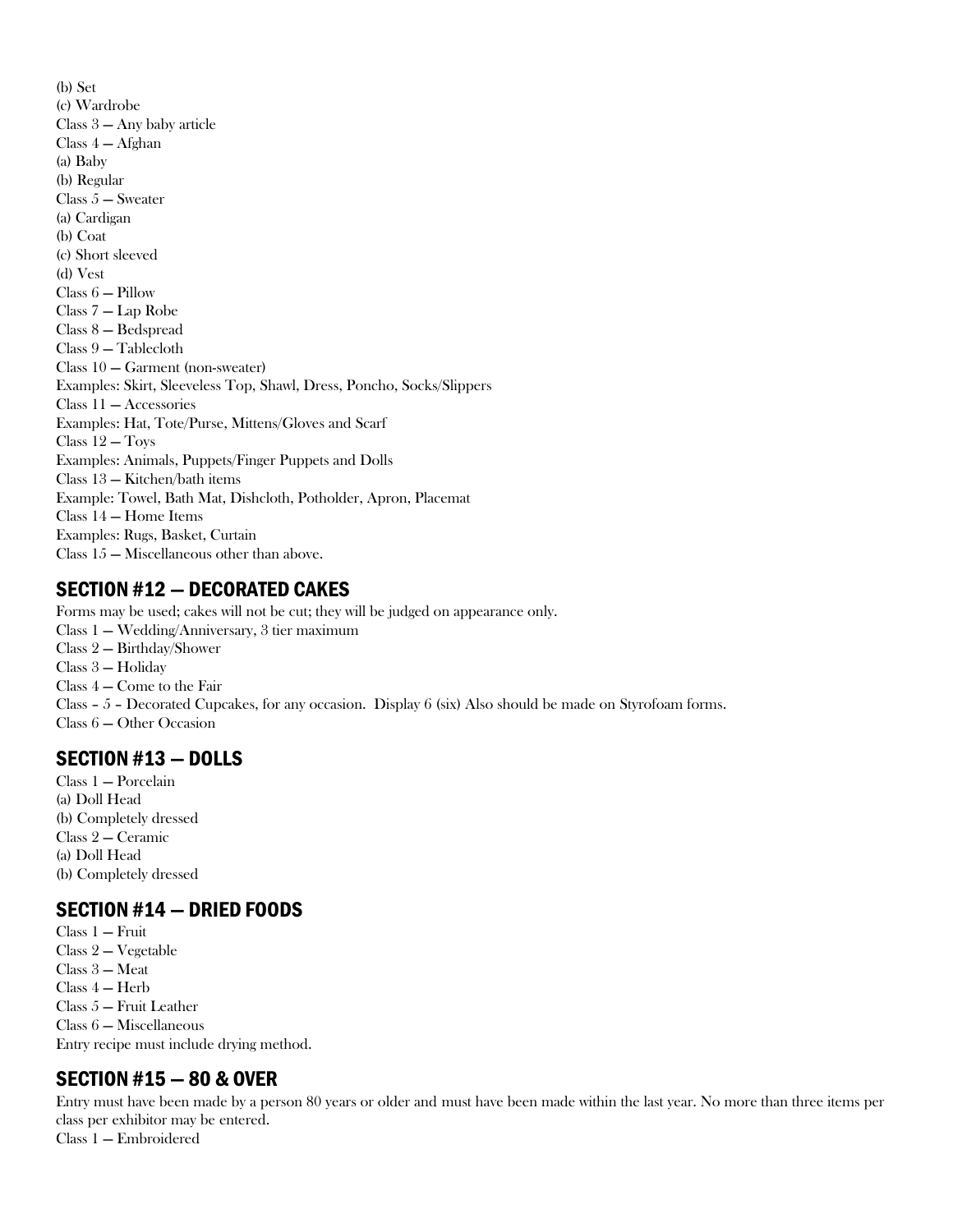(b) Set
(c) Wardrobe
Class 3 — Any baby article
Class 4 — Afghan
(a) Baby
(b) Regular
Class 5 — Sweater
(a) Cardigan
(b) Coat
(c) Short sleeved
(d) Vest
Class 6 — Pillow
Class 7 — Lap Robe
Class 8 — Bedspread
Class 9 — Tablecloth
Class 10 — Garment (non-sweater)
Examples: Skirt, Sleeveless Top, Shawl, Dress, Poncho, Socks/Slippers
Class 11 — Accessories
Examples: Hat, Tote/Purse, Mittens/Gloves and Scarf
Class 12 — Toys
Examples: Animals, Puppets/Finger Puppets and Dolls
Class 13 — Kitchen/bath items
Example: Towel, Bath Mat, Dishcloth, Potholder, Apron, Placemat
Class 14 — Home Items
Examples: Rugs, Basket, Curtain
Class 15 — Miscellaneous other than above.

## SECTION #12 — DECORATED CAKES

Forms may be used; cakes will not be cut; they will be judged on appearance only.
Class 1 — Wedding/Anniversary, 3 tier maximum
Class 2 — Birthday/Shower
Class 3 — Holiday
Class 4 — Come to the Fair
Class – 5 – Decorated Cupcakes, for any occasion. Display 6 (six) Also should be made on Styrofoam forms.
Class 6 — Other Occasion

## SECTION #13 — DOLLS

Class 1 — Porcelain
(a) Doll Head
(b) Completely dressed
Class 2 — Ceramic
(a) Doll Head
(b) Completely dressed

## SECTION #14 — DRIED FOODS

Class 1 — Fruit
Class 2 — Vegetable
Class 3 — Meat
Class 4 — Herb
Class 5 — Fruit Leather
Class 6 — Miscellaneous
Entry recipe must include drying method.

## SECTION #15 — 80 & OVER

Entry must have been made by a person 80 years or older and must have been made within the last year. No more than three items per class per exhibitor may be entered.
Class 1 — Embroidered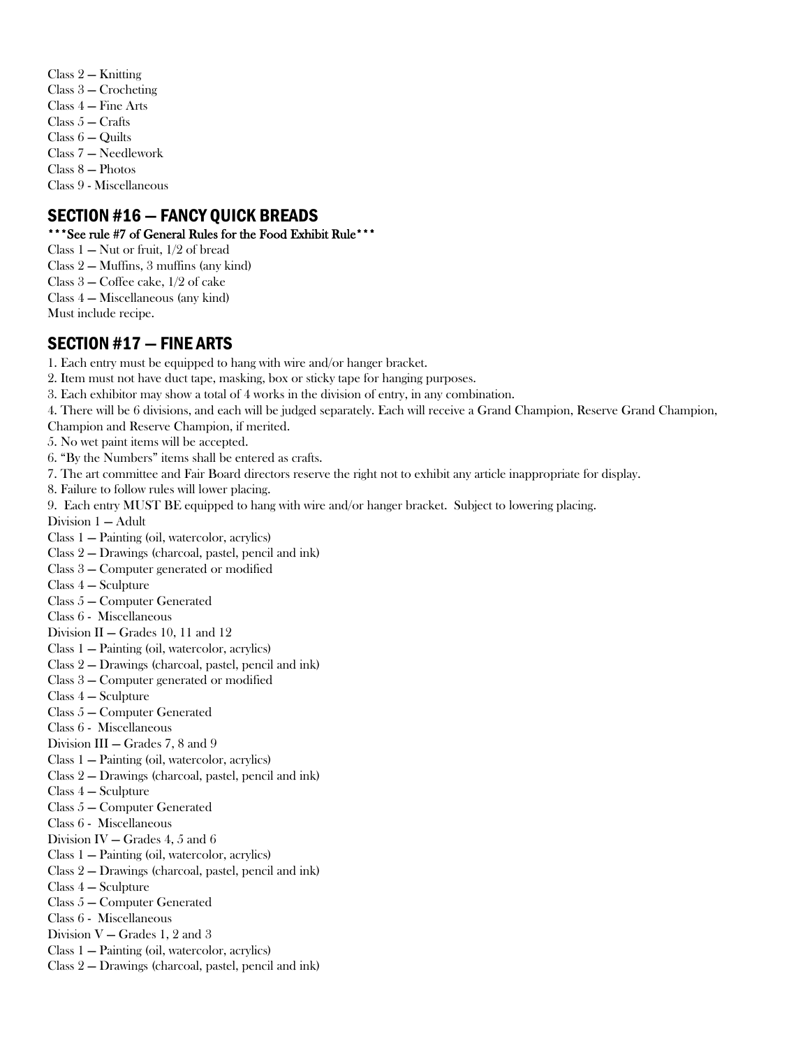Class 2 — Knitting
Class 3 — Crocheting
Class 4 — Fine Arts
Class 5 — Crafts
Class 6 — Quilts
Class 7 — Needlework
Class 8 — Photos
Class 9 - Miscellaneous

## SECTION #16 — FANCY QUICK BREADS

**\*\*\*See rule #7 of General Rules for the Food Exhibit Rule\*\*\***

Class 1 — Nut or fruit, 1/2 of bread
Class 2 — Muffins, 3 muffins (any kind)
Class 3 — Coffee cake, 1/2 of cake
Class 4 — Miscellaneous (any kind)
Must include recipe.

## SECTION #17 — FINE ARTS

1. Each entry must be equipped to hang with wire and/or hanger bracket.
2. Item must not have duct tape, masking, box or sticky tape for hanging purposes.
3. Each exhibitor may show a total of 4 works in the division of entry, in any combination.
4. There will be 6 divisions, and each will be judged separately. Each will receive a Grand Champion, Reserve Grand Champion, Champion and Reserve Champion, if merited.
5. No wet paint items will be accepted.
6. "By the Numbers" items shall be entered as crafts.
7. The art committee and Fair Board directors reserve the right not to exhibit any article inappropriate for display.
8. Failure to follow rules will lower placing.
9. Each entry MUST BE equipped to hang with wire and/or hanger bracket. Subject to lowering placing.

Division 1 — Adult
Class 1 — Painting (oil, watercolor, acrylics)
Class 2 — Drawings (charcoal, pastel, pencil and ink)
Class 3 — Computer generated or modified
Class 4 — Sculpture
Class 5 — Computer Generated
Class 6 - Miscellaneous

Division II — Grades 10, 11 and 12
Class 1 — Painting (oil, watercolor, acrylics)
Class 2 — Drawings (charcoal, pastel, pencil and ink)
Class 3 — Computer generated or modified
Class 4 — Sculpture
Class 5 — Computer Generated
Class 6 - Miscellaneous

Division III — Grades 7, 8 and 9
Class 1 — Painting (oil, watercolor, acrylics)
Class 2 — Drawings (charcoal, pastel, pencil and ink)
Class 4 — Sculpture
Class 5 — Computer Generated
Class 6 - Miscellaneous

Division IV — Grades 4, 5 and 6
Class 1 — Painting (oil, watercolor, acrylics)
Class 2 — Drawings (charcoal, pastel, pencil and ink)
Class 4 — Sculpture
Class 5 — Computer Generated
Class 6 - Miscellaneous

Division V — Grades 1, 2 and 3
Class 1 — Painting (oil, watercolor, acrylics)
Class 2 — Drawings (charcoal, pastel, pencil and ink)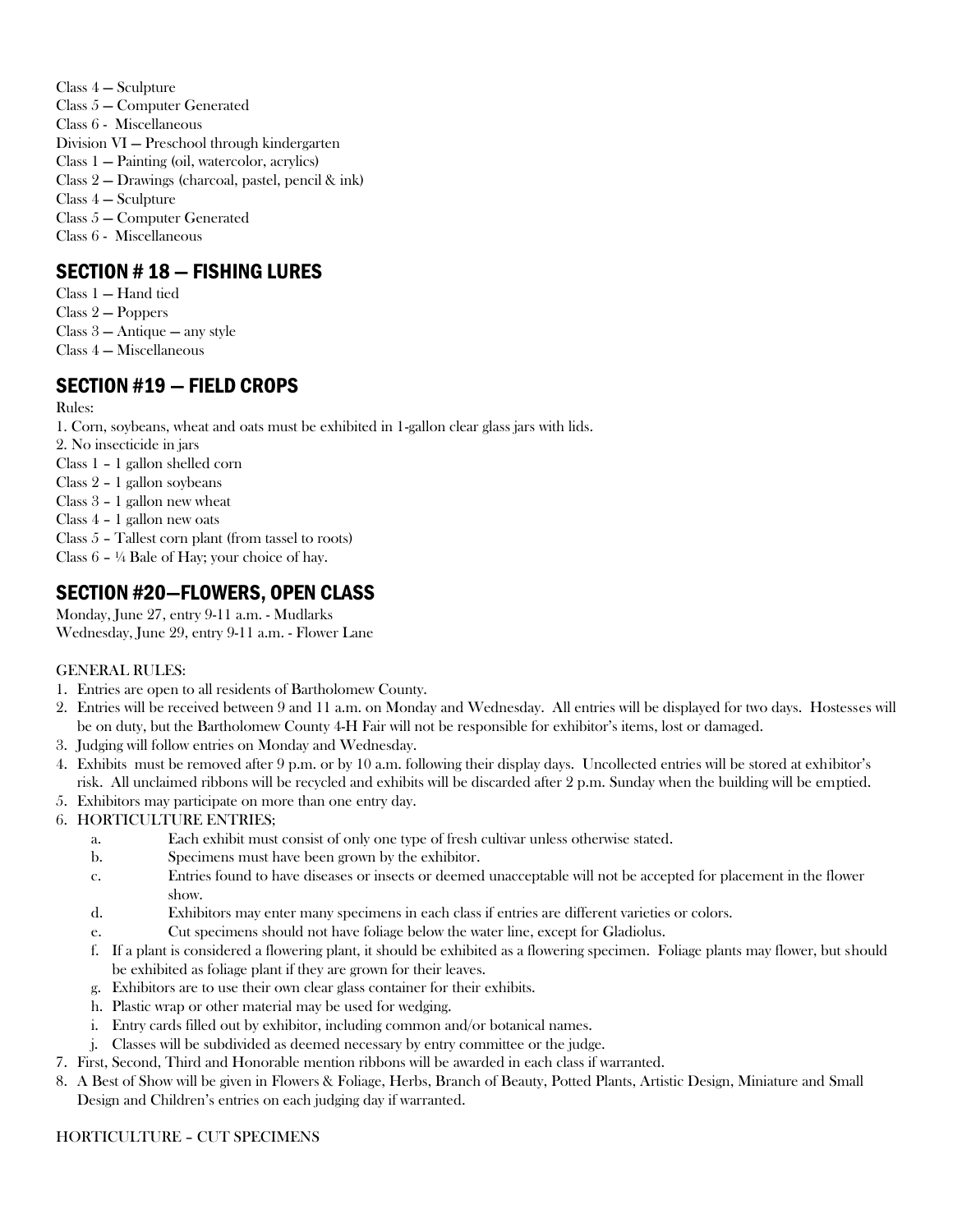Class 4 — Sculpture
Class 5 — Computer Generated
Class 6 - Miscellaneous
Division VI — Preschool through kindergarten
Class 1 — Painting (oil, watercolor, acrylics)
Class 2 — Drawings (charcoal, pastel, pencil & ink)
Class 4 — Sculpture
Class 5 — Computer Generated
Class 6 - Miscellaneous

## SECTION # 18 — FISHING LURES

Class 1 — Hand tied
Class 2 — Poppers
Class 3 — Antique — any style
Class 4 — Miscellaneous

## SECTION #19 — FIELD CROPS

Rules:
1. Corn, soybeans, wheat and oats must be exhibited in 1-gallon clear glass jars with lids.
2. No insecticide in jars

Class 1 – 1 gallon shelled corn
Class 2 – 1 gallon soybeans
Class 3 – 1 gallon new wheat
Class 4 – 1 gallon new oats
Class 5 – Tallest corn plant (from tassel to roots)
Class 6 – ¼ Bale of Hay; your choice of hay.

## SECTION #20—FLOWERS, OPEN CLASS

Monday, June 27, entry 9-11 a.m. - Mudlarks
Wednesday, June 29, entry 9-11 a.m. - Flower Lane

GENERAL RULES:
1. Entries are open to all residents of Bartholomew County.
2. Entries will be received between 9 and 11 a.m. on Monday and Wednesday. All entries will be displayed for two days. Hostesses will be on duty, but the Bartholomew County 4-H Fair will not be responsible for exhibitor's items, lost or damaged.
3. Judging will follow entries on Monday and Wednesday.
4. Exhibits must be removed after 9 p.m. or by 10 a.m. following their display days. Uncollected entries will be stored at exhibitor's risk. All unclaimed ribbons will be recycled and exhibits will be discarded after 2 p.m. Sunday when the building will be emptied.
5. Exhibitors may participate on more than one entry day.
6. HORTICULTURE ENTRIES;
   a. Each exhibit must consist of only one type of fresh cultivar unless otherwise stated.
   b. Specimens must have been grown by the exhibitor.
   c. Entries found to have diseases or insects or deemed unacceptable will not be accepted for placement in the flower show.
   d. Exhibitors may enter many specimens in each class if entries are different varieties or colors.
   e. Cut specimens should not have foliage below the water line, except for Gladiolus.
   f. If a plant is considered a flowering plant, it should be exhibited as a flowering specimen. Foliage plants may flower, but should be exhibited as foliage plant if they are grown for their leaves.
   g. Exhibitors are to use their own clear glass container for their exhibits.
   h. Plastic wrap or other material may be used for wedging.
   i. Entry cards filled out by exhibitor, including common and/or botanical names.
   j. Classes will be subdivided as deemed necessary by entry committee or the judge.
7. First, Second, Third and Honorable mention ribbons will be awarded in each class if warranted.
8. A Best of Show will be given in Flowers & Foliage, Herbs, Branch of Beauty, Potted Plants, Artistic Design, Miniature and Small Design and Children's entries on each judging day if warranted.

HORTICULTURE – CUT SPECIMENS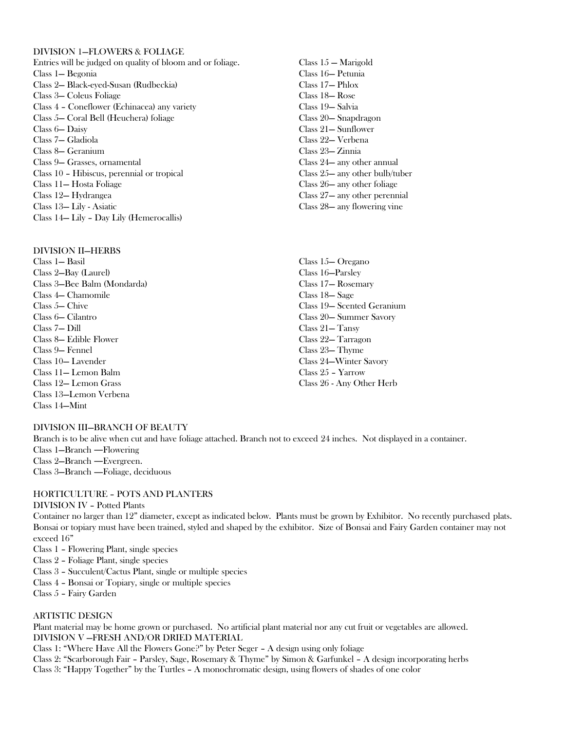## DIVISION 1—FLOWERS & FOLIAGE

Entries will be judged on quality of bloom and or foliage.

Class 1— Begonia
Class 2— Black-eyed-Susan (Rudbeckia)
Class 3— Coleus Foliage
Class 4 – Coneflower (Echinacea) any variety
Class 5— Coral Bell (Heuchera) foliage
Class 6— Daisy
Class 7— Gladiola
Class 8— Geranium
Class 9— Grasses, ornamental
Class 10 – Hibiscus, perennial or tropical
Class 11— Hosta Foliage
Class 12— Hydrangea
Class 13— Lily - Asiatic
Class 14— Lily – Day Lily (Hemerocallis)
Class 15 — Marigold
Class 16— Petunia
Class 17— Phlox
Class 18— Rose
Class 19— Salvia
Class 20— Snapdragon
Class 21— Sunflower
Class 22— Verbena
Class 23— Zinnia
Class 24— any other annual
Class 25— any other bulb/tuber
Class 26— any other foliage
Class 27— any other perennial
Class 28— any flowering vine

## DIVISION II—HERBS

Class 1— Basil
Class 2—Bay (Laurel)
Class 3—Bee Balm (Mondarda)
Class 4— Chamomile
Class 5— Chive
Class 6— Cilantro
Class 7— Dill
Class 8— Edible Flower
Class 9— Fennel
Class 10— Lavender
Class 11— Lemon Balm
Class 12— Lemon Grass
Class 13—Lemon Verbena
Class 14—Mint
Class 15— Oregano
Class 16—Parsley
Class 17— Rosemary
Class 18— Sage
Class 19— Scented Geranium
Class 20— Summer Savory
Class 21— Tansy
Class 22— Tarragon
Class 23— Thyme
Class 24—Winter Savory
Class 25 – Yarrow
Class 26 - Any Other Herb

## DIVISION III—BRANCH OF BEAUTY

Branch is to be alive when cut and have foliage attached. Branch not to exceed 24 inches. Not displayed in a container.

Class 1—Branch —Flowering
Class 2—Branch —Evergreen.
Class 3—Branch —Foliage, deciduous

## HORTICULTURE – POTS AND PLANTERS

### DIVISION IV – Potted Plants

Container no larger than 12" diameter, except as indicated below. Plants must be grown by Exhibitor. No recently purchased plats. Bonsai or topiary must have been trained, styled and shaped by the exhibitor. Size of Bonsai and Fairy Garden container may not exceed 16"

Class 1 – Flowering Plant, single species
Class 2 – Foliage Plant, single species
Class 3 – Succulent/Cactus Plant, single or multiple species
Class 4 – Bonsai or Topiary, single or multiple species
Class 5 – Fairy Garden

## ARTISTIC DESIGN

Plant material may be home grown or purchased. No artificial plant material nor any cut fruit or vegetables are allowed.

### DIVISION V —FRESH AND/OR DRIED MATERIAL

Class 1: "Where Have All the Flowers Gone?" by Peter Seger – A design using only foliage
Class 2: "Scarborough Fair – Parsley, Sage, Rosemary & Thyme" by Simon & Garfunkel – A design incorporating herbs
Class 3: "Happy Together" by the Turtles – A monochromatic design, using flowers of shades of one color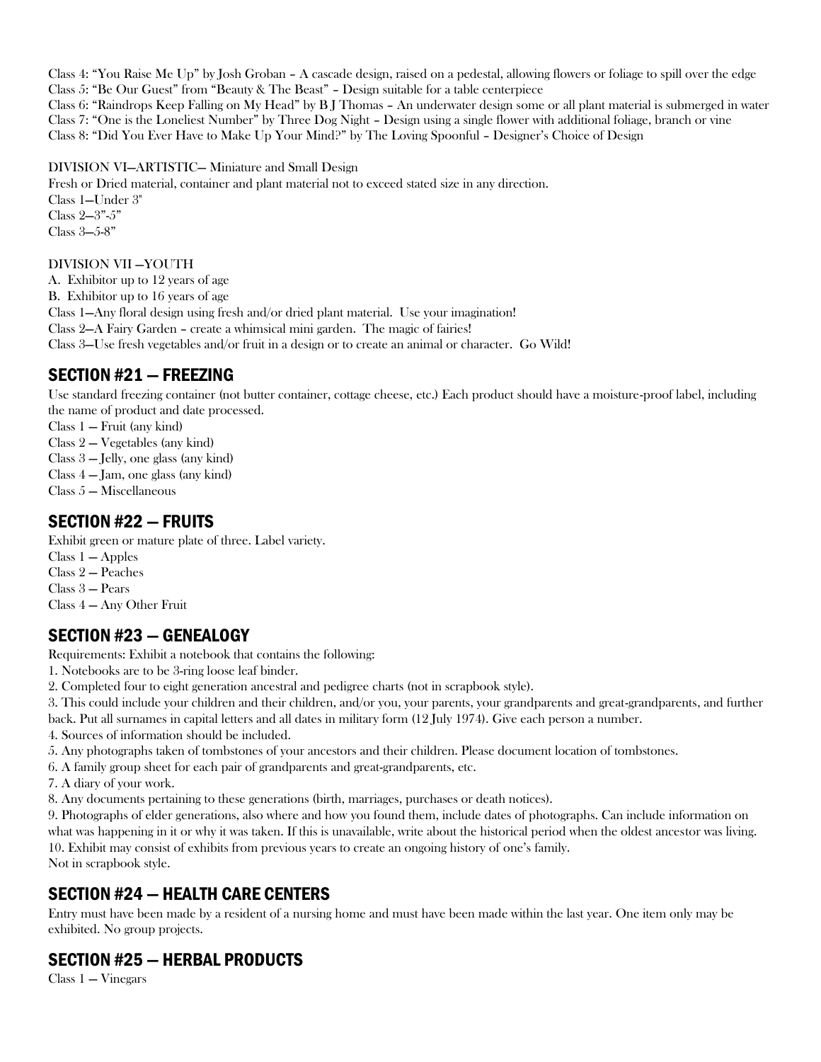Class 4: “You Raise Me Up” by Josh Groban – A cascade design, raised on a pedestal, allowing flowers or foliage to spill over the edge
Class 5: “Be Our Guest” from “Beauty & The Beast” – Design suitable for a table centerpiece
Class 6: “Raindrops Keep Falling on My Head” by B J Thomas – An underwater design some or all plant material is submerged in water
Class 7: “One is the Loneliest Number” by Three Dog Night – Design using a single flower with additional foliage, branch or vine
Class 8: “Did You Ever Have to Make Up Your Mind?” by The Loving Spoonful – Designer’s Choice of Design

DIVISION VI—ARTISTIC— Miniature and Small Design
Fresh or Dried material, container and plant material not to exceed stated size in any direction.
Class 1—Under 3"
Class 2—3”-5”
Class 3—5-8”

DIVISION VII —YOUTH
A. Exhibitor up to 12 years of age
B. Exhibitor up to 16 years of age
Class 1—Any floral design using fresh and/or dried plant material. Use your imagination!
Class 2—A Fairy Garden – create a whimsical mini garden. The magic of fairies!
Class 3—Use fresh vegetables and/or fruit in a design or to create an animal or character. Go Wild!

## SECTION #21 — FREEZING

Use standard freezing container (not butter container, cottage cheese, etc.) Each product should have a moisture-proof label, including the name of product and date processed.
Class 1 — Fruit (any kind)
Class 2 — Vegetables (any kind)
Class 3 — Jelly, one glass (any kind)
Class 4 — Jam, one glass (any kind)
Class 5 — Miscellaneous

## SECTION #22 — FRUITS

Exhibit green or mature plate of three. Label variety.
Class 1 — Apples
Class 2 — Peaches
Class 3 — Pears
Class 4 — Any Other Fruit

## SECTION #23 — GENEALOGY

Requirements: Exhibit a notebook that contains the following:
1. Notebooks are to be 3-ring loose leaf binder.
2. Completed four to eight generation ancestral and pedigree charts (not in scrapbook style).
3. This could include your children and their children, and/or you, your parents, your grandparents and great-grandparents, and further back. Put all surnames in capital letters and all dates in military form (12 July 1974). Give each person a number.
4. Sources of information should be included.
5. Any photographs taken of tombstones of your ancestors and their children. Please document location of tombstones.
6. A family group sheet for each pair of grandparents and great-grandparents, etc.
7. A diary of your work.
8. Any documents pertaining to these generations (birth, marriages, purchases or death notices).
9. Photographs of elder generations, also where and how you found them, include dates of photographs. Can include information on what was happening in it or why it was taken. If this is unavailable, write about the historical period when the oldest ancestor was living.
10. Exhibit may consist of exhibits from previous years to create an ongoing history of one’s family.
Not in scrapbook style.

## SECTION #24 — HEALTH CARE CENTERS

Entry must have been made by a resident of a nursing home and must have been made within the last year. One item only may be exhibited. No group projects.

## SECTION #25 — HERBAL PRODUCTS

Class 1 — Vinegars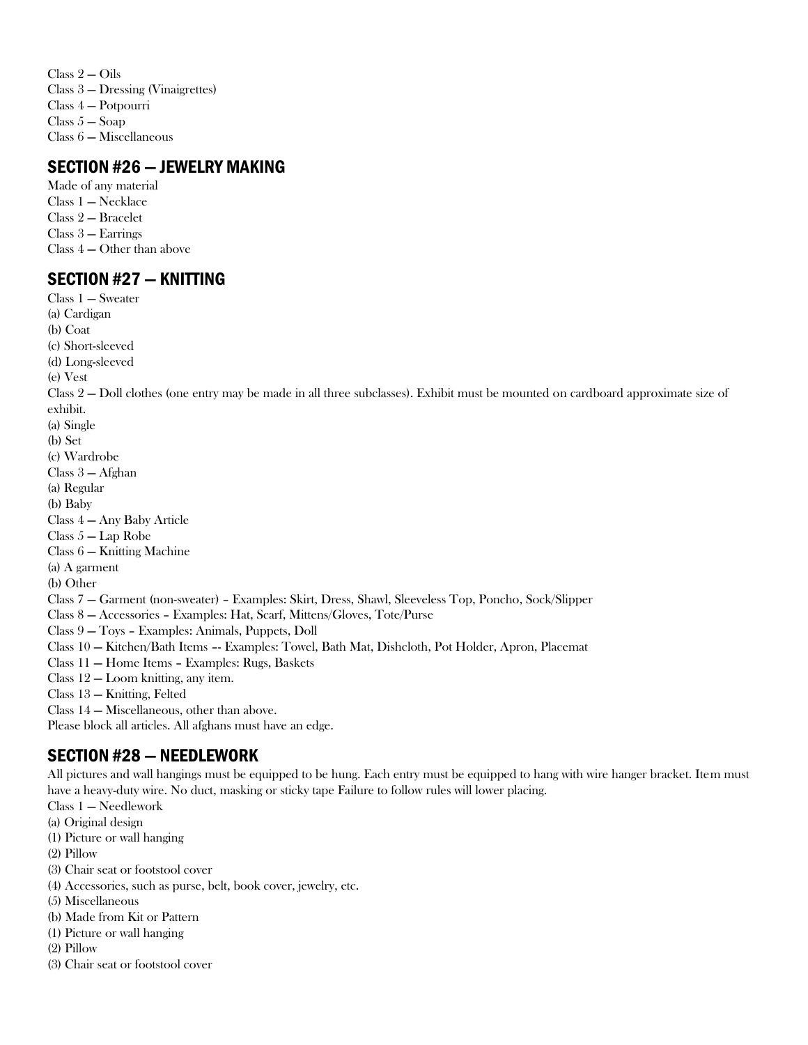Class 2 — Oils
Class 3 — Dressing (Vinaigrettes)
Class 4 — Potpourri
Class 5 — Soap
Class 6 — Miscellaneous

## SECTION #26 — JEWELRY MAKING

Made of any material
Class 1 — Necklace
Class 2 — Bracelet
Class 3 — Earrings
Class 4 — Other than above

## SECTION #27 — KNITTING

Class 1 — Sweater
(a) Cardigan
(b) Coat
(c) Short-sleeved
(d) Long-sleeved
(e) Vest
Class 2 — Doll clothes (one entry may be made in all three subclasses). Exhibit must be mounted on cardboard approximate size of exhibit.
(a) Single
(b) Set
(c) Wardrobe
Class 3 — Afghan
(a) Regular
(b) Baby
Class 4 — Any Baby Article
Class 5 — Lap Robe
Class 6 — Knitting Machine
(a) A garment
(b) Other
Class 7 — Garment (non-sweater) – Examples: Skirt, Dress, Shawl, Sleeveless Top, Poncho, Sock/Slipper
Class 8 — Accessories – Examples: Hat, Scarf, Mittens/Gloves, Tote/Purse
Class 9 — Toys – Examples: Animals, Puppets, Doll
Class 10 — Kitchen/Bath Items -- Examples: Towel, Bath Mat, Dishcloth, Pot Holder, Apron, Placemat
Class 11 — Home Items – Examples: Rugs, Baskets
Class 12 — Loom knitting, any item.
Class 13 — Knitting, Felted
Class 14 — Miscellaneous, other than above.
Please block all articles. All afghans must have an edge.

## SECTION #28 — NEEDLEWORK

All pictures and wall hangings must be equipped to be hung. Each entry must be equipped to hang with wire hanger bracket. Item must have a heavy-duty wire. No duct, masking or sticky tape Failure to follow rules will lower placing.
Class 1 — Needlework
(a) Original design
(1) Picture or wall hanging
(2) Pillow
(3) Chair seat or footstool cover
(4) Accessories, such as purse, belt, book cover, jewelry, etc.
(5) Miscellaneous
(b) Made from Kit or Pattern
(1) Picture or wall hanging
(2) Pillow
(3) Chair seat or footstool cover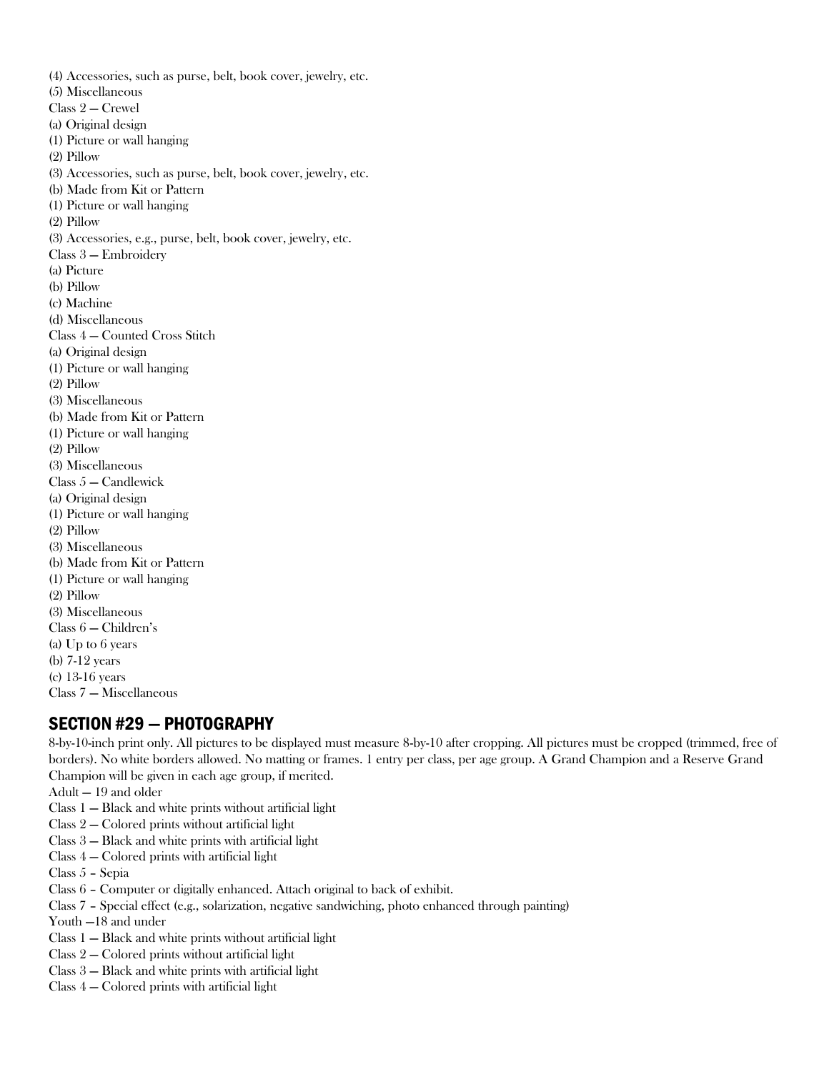(4) Accessories, such as purse, belt, book cover, jewelry, etc.
(5) Miscellaneous
Class 2 — Crewel
(a) Original design
(1) Picture or wall hanging
(2) Pillow
(3) Accessories, such as purse, belt, book cover, jewelry, etc.
(b) Made from Kit or Pattern
(1) Picture or wall hanging
(2) Pillow
(3) Accessories, e.g., purse, belt, book cover, jewelry, etc.
Class 3 — Embroidery
(a) Picture
(b) Pillow
(c) Machine
(d) Miscellaneous
Class 4 — Counted Cross Stitch
(a) Original design
(1) Picture or wall hanging
(2) Pillow
(3) Miscellaneous
(b) Made from Kit or Pattern
(1) Picture or wall hanging
(2) Pillow
(3) Miscellaneous
Class 5 — Candlewick
(a) Original design
(1) Picture or wall hanging
(2) Pillow
(3) Miscellaneous
(b) Made from Kit or Pattern
(1) Picture or wall hanging
(2) Pillow
(3) Miscellaneous
Class 6 — Children's
(a) Up to 6 years
(b) 7-12 years
(c) 13-16 years
Class 7 — Miscellaneous

## SECTION #29 — PHOTOGRAPHY

8-by-10-inch print only. All pictures to be displayed must measure 8-by-10 after cropping. All pictures must be cropped (trimmed, free of borders). No white borders allowed. No matting or frames. 1 entry per class, per age group. A Grand Champion and a Reserve Grand Champion will be given in each age group, if merited.
Adult — 19 and older
Class 1 — Black and white prints without artificial light
Class 2 — Colored prints without artificial light
Class 3 — Black and white prints with artificial light
Class 4 — Colored prints with artificial light
Class 5 – Sepia
Class 6 – Computer or digitally enhanced. Attach original to back of exhibit.
Class 7 – Special effect (e.g., solarization, negative sandwiching, photo enhanced through painting)
Youth —18 and under
Class 1 — Black and white prints without artificial light
Class 2 — Colored prints without artificial light
Class 3 — Black and white prints with artificial light
Class 4 — Colored prints with artificial light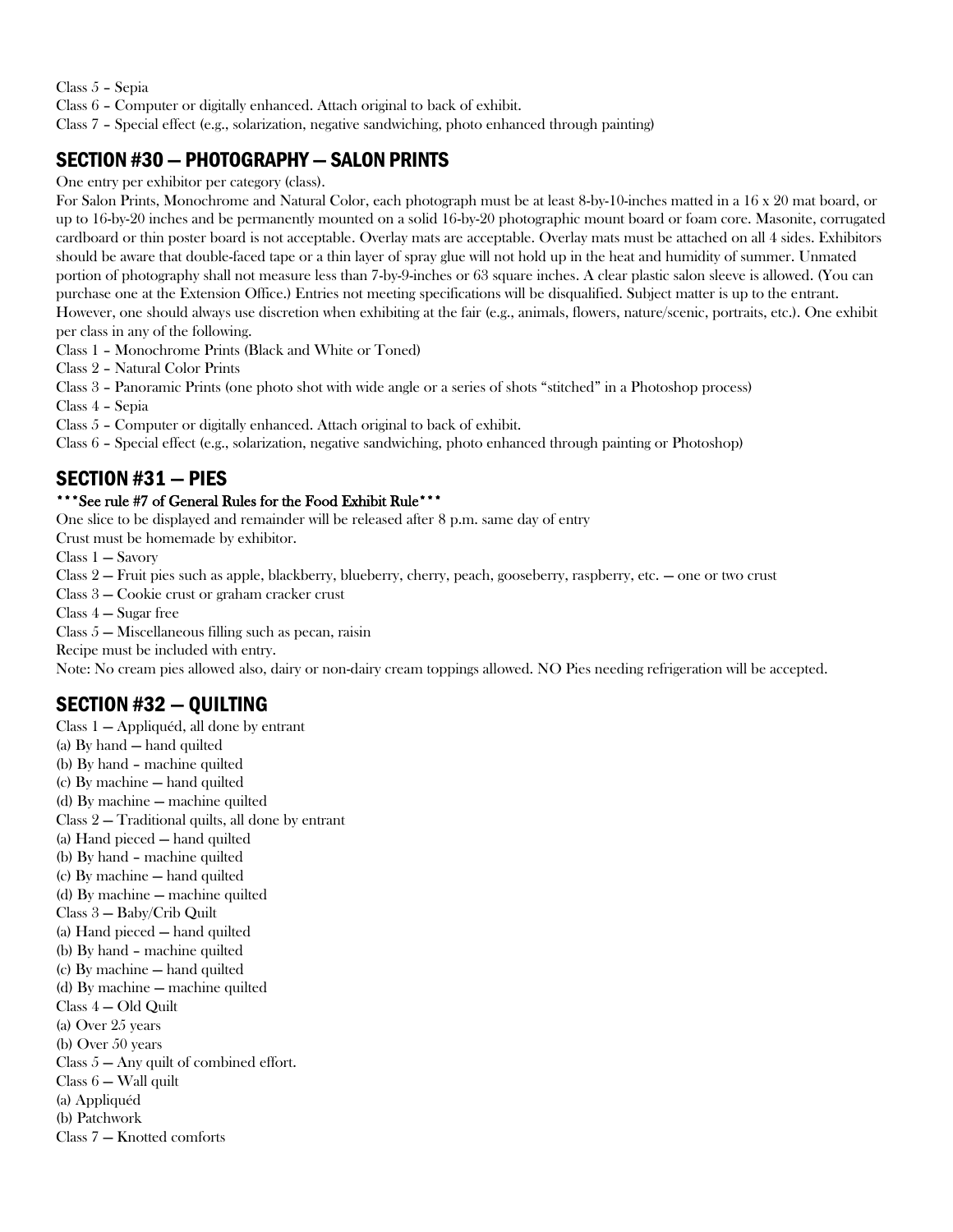Class 5 – Sepia

Class 6 – Computer or digitally enhanced. Attach original to back of exhibit.

Class 7 – Special effect (e.g., solarization, negative sandwiching, photo enhanced through painting)

## SECTION #30 — PHOTOGRAPHY — SALON PRINTS

One entry per exhibitor per category (class).

For Salon Prints, Monochrome and Natural Color, each photograph must be at least 8-by-10-inches matted in a 16 x 20 mat board, or up to 16-by-20 inches and be permanently mounted on a solid 16-by-20 photographic mount board or foam core. Masonite, corrugated cardboard or thin poster board is not acceptable. Overlay mats are acceptable. Overlay mats must be attached on all 4 sides. Exhibitors should be aware that double-faced tape or a thin layer of spray glue will not hold up in the heat and humidity of summer. Unmated portion of photography shall not measure less than 7-by-9-inches or 63 square inches. A clear plastic salon sleeve is allowed. (You can purchase one at the Extension Office.) Entries not meeting specifications will be disqualified. Subject matter is up to the entrant. However, one should always use discretion when exhibiting at the fair (e.g., animals, flowers, nature/scenic, portraits, etc.). One exhibit per class in any of the following.

Class 1 – Monochrome Prints (Black and White or Toned)

Class 2 – Natural Color Prints

Class 3 – Panoramic Prints (one photo shot with wide angle or a series of shots "stitched" in a Photoshop process)

Class 4 – Sepia

Class 5 – Computer or digitally enhanced. Attach original to back of exhibit.

Class 6 – Special effect (e.g., solarization, negative sandwiching, photo enhanced through painting or Photoshop)

## SECTION #31 — PIES

**\*\*\*See rule #7 of General Rules for the Food Exhibit Rule\*\*\***

One slice to be displayed and remainder will be released after 8 p.m. same day of entry

Crust must be homemade by exhibitor.

Class 1 — Savory

Class 2 — Fruit pies such as apple, blackberry, blueberry, cherry, peach, gooseberry, raspberry, etc. — one or two crust

Class 3 — Cookie crust or graham cracker crust

Class 4 — Sugar free

Class 5 — Miscellaneous filling such as pecan, raisin

Recipe must be included with entry.

Note: No cream pies allowed also, dairy or non-dairy cream toppings allowed. NO Pies needing refrigeration will be accepted.

## SECTION #32 — QUILTING

Class 1 — Appliquéd, all done by entrant

(a) By hand — hand quilted

(b) By hand – machine quilted

(c) By machine — hand quilted

(d) By machine — machine quilted

Class 2 — Traditional quilts, all done by entrant

(a) Hand pieced — hand quilted

(b) By hand – machine quilted

(c) By machine — hand quilted

(d) By machine — machine quilted

Class 3 — Baby/Crib Quilt

(a) Hand pieced — hand quilted

(b) By hand – machine quilted

(c) By machine — hand quilted

(d) By machine — machine quilted

Class 4 — Old Quilt

(a) Over 25 years

(b) Over 50 years

Class 5 — Any quilt of combined effort.

Class 6 — Wall quilt

(a) Appliquéd

(b) Patchwork

Class 7 — Knotted comforts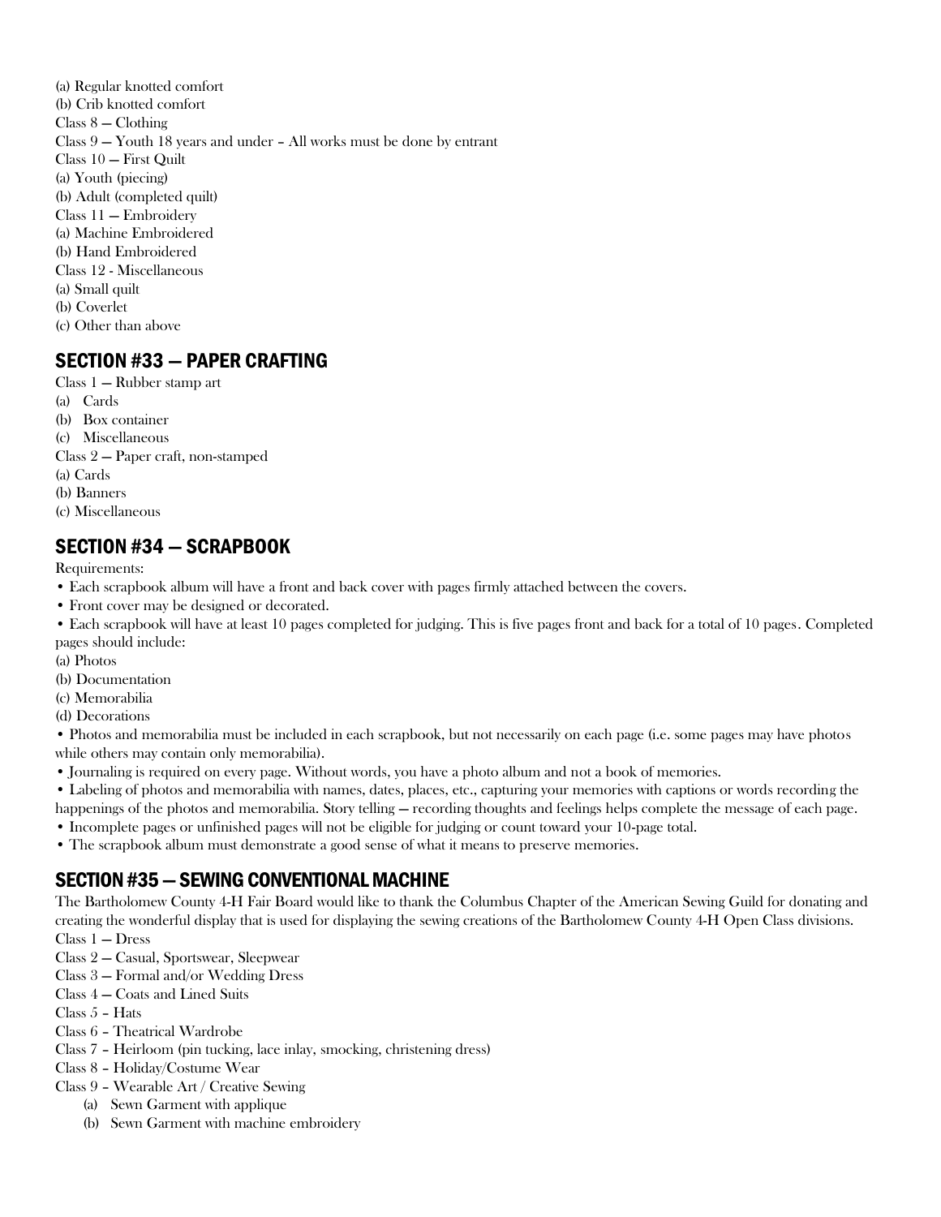(a) Regular knotted comfort
(b) Crib knotted comfort
Class 8 — Clothing
Class 9 — Youth 18 years and under – All works must be done by entrant
Class 10 — First Quilt
(a) Youth (piecing)
(b) Adult (completed quilt)
Class 11 — Embroidery
(a) Machine Embroidered
(b) Hand Embroidered
Class 12 - Miscellaneous
(a) Small quilt
(b) Coverlet
(c) Other than above

## SECTION #33 — PAPER CRAFTING

Class 1 — Rubber stamp art
(a) Cards
(b) Box container
(c) Miscellaneous
Class 2 — Paper craft, non-stamped
(a) Cards
(b) Banners
(c) Miscellaneous

## SECTION #34 — SCRAPBOOK

Requirements:

• Each scrapbook album will have a front and back cover with pages firmly attached between the covers.
• Front cover may be designed or decorated.
• Each scrapbook will have at least 10 pages completed for judging. This is five pages front and back for a total of 10 pages. Completed pages should include:
(a) Photos
(b) Documentation
(c) Memorabilia
(d) Decorations
• Photos and memorabilia must be included in each scrapbook, but not necessarily on each page (i.e. some pages may have photos while others may contain only memorabilia).
• Journaling is required on every page. Without words, you have a photo album and not a book of memories.
• Labeling of photos and memorabilia with names, dates, places, etc., capturing your memories with captions or words recording the happenings of the photos and memorabilia. Story telling — recording thoughts and feelings helps complete the message of each page.
• Incomplete pages or unfinished pages will not be eligible for judging or count toward your 10-page total.
• The scrapbook album must demonstrate a good sense of what it means to preserve memories.

## SECTION #35 — SEWING CONVENTIONAL MACHINE

The Bartholomew County 4-H Fair Board would like to thank the Columbus Chapter of the American Sewing Guild for donating and creating the wonderful display that is used for displaying the sewing creations of the Bartholomew County 4-H Open Class divisions.

Class 1 — Dress
Class 2 — Casual, Sportswear, Sleepwear
Class 3 — Formal and/or Wedding Dress
Class 4 — Coats and Lined Suits
Class 5 – Hats
Class 6 – Theatrical Wardrobe
Class 7 – Heirloom (pin tucking, lace inlay, smocking, christening dress)
Class 8 – Holiday/Costume Wear
Class 9 – Wearable Art / Creative Sewing
  (a) Sewn Garment with applique
  (b) Sewn Garment with machine embroidery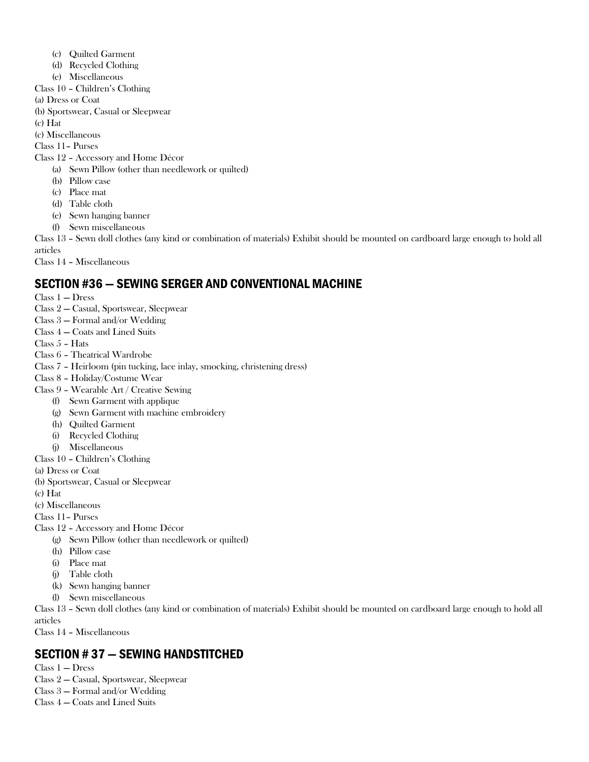- (c) Quilted Garment
- (d) Recycled Clothing
- (e) Miscellaneous

Class 10 – Children's Clothing

(a) Dress or Coat

(b) Sportswear, Casual or Sleepwear

(c) Hat

(c) Miscellaneous

Class 11– Purses

Class 12 – Accessory and Home Décor

- (a) Sewn Pillow (other than needlework or quilted)
- (b) Pillow case
- (c) Place mat
- (d) Table cloth
- (e) Sewn hanging banner
- (f) Sewn miscellaneous

Class 13 – Sewn doll clothes (any kind or combination of materials) Exhibit should be mounted on cardboard large enough to hold all articles

Class 14 – Miscellaneous

## SECTION #36 — SEWING SERGER AND CONVENTIONAL MACHINE

Class 1 — Dress

Class 2 — Casual, Sportswear, Sleepwear

Class 3 — Formal and/or Wedding

Class 4 — Coats and Lined Suits

Class 5 – Hats

Class 6 – Theatrical Wardrobe

Class 7 – Heirloom (pin tucking, lace inlay, smocking, christening dress)

Class 8 – Holiday/Costume Wear

Class 9 – Wearable Art / Creative Sewing

- (f) Sewn Garment with applique
- (g) Sewn Garment with machine embroidery
- (h) Quilted Garment
- (i) Recycled Clothing
- (j) Miscellaneous

Class 10 – Children's Clothing

(a) Dress or Coat

(b) Sportswear, Casual or Sleepwear

(c) Hat

(c) Miscellaneous

Class 11– Purses

Class 12 – Accessory and Home Décor

- (g) Sewn Pillow (other than needlework or quilted)
- (h) Pillow case
- (i) Place mat
- (j) Table cloth
- (k) Sewn hanging banner
- (l) Sewn miscellaneous

Class 13 – Sewn doll clothes (any kind or combination of materials) Exhibit should be mounted on cardboard large enough to hold all articles

Class 14 – Miscellaneous

## SECTION # 37 — SEWING HANDSTITCHED

Class 1 — Dress

Class 2 — Casual, Sportswear, Sleepwear

Class 3 — Formal and/or Wedding

Class 4 — Coats and Lined Suits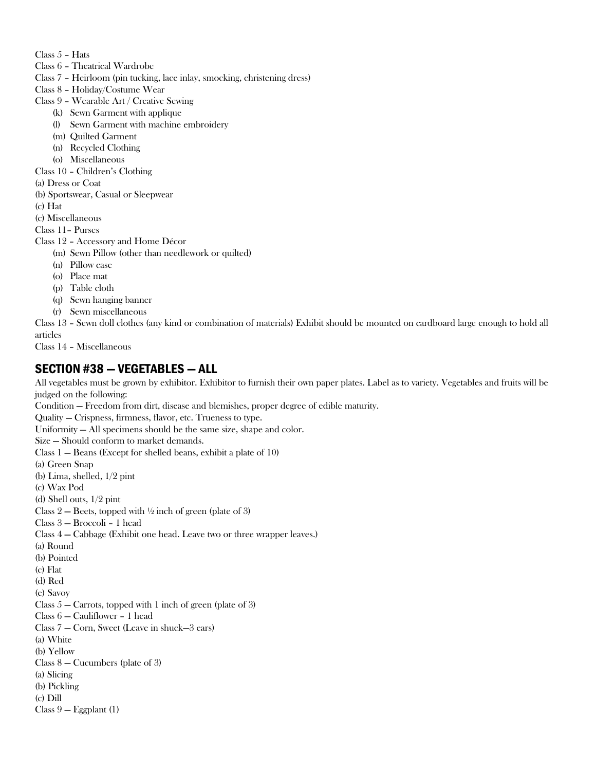Class 5 – Hats

Class 6 – Theatrical Wardrobe

Class 7 – Heirloom (pin tucking, lace inlay, smocking, christening dress)

Class 8 – Holiday/Costume Wear

Class 9 – Wearable Art / Creative Sewing

- (k) Sewn Garment with applique
- (l) Sewn Garment with machine embroidery
- (m) Quilted Garment
- (n) Recycled Clothing
- (o) Miscellaneous

Class 10 – Children's Clothing

(a) Dress or Coat

(b) Sportswear, Casual or Sleepwear

(c) Hat

(c) Miscellaneous

Class 11– Purses

Class 12 – Accessory and Home Décor

- (m) Sewn Pillow (other than needlework or quilted)
- (n) Pillow case
- (o) Place mat
- (p) Table cloth
- (q) Sewn hanging banner
- (r) Sewn miscellaneous

Class 13 – Sewn doll clothes (any kind or combination of materials) Exhibit should be mounted on cardboard large enough to hold all articles

Class 14 – Miscellaneous

## SECTION #38 — VEGETABLES — ALL

All vegetables must be grown by exhibitor. Exhibitor to furnish their own paper plates. Label as to variety. Vegetables and fruits will be judged on the following:

Condition — Freedom from dirt, disease and blemishes, proper degree of edible maturity.

Quality — Crispness, firmness, flavor, etc. Trueness to type.

Uniformity — All specimens should be the same size, shape and color.

Size — Should conform to market demands.

Class 1 — Beans (Except for shelled beans, exhibit a plate of 10)

(a) Green Snap

(b) Lima, shelled, 1/2 pint

(c) Wax Pod

(d) Shell outs, 1/2 pint

Class 2 — Beets, topped with ½ inch of green (plate of 3)

Class 3 — Broccoli – 1 head

Class 4 — Cabbage (Exhibit one head. Leave two or three wrapper leaves.)

(a) Round

(b) Pointed

(c) Flat

(d) Red

(e) Savoy

Class 5 — Carrots, topped with 1 inch of green (plate of 3)

Class 6 — Cauliflower – 1 head

Class 7 — Corn, Sweet (Leave in shuck—3 ears)

(a) White

(b) Yellow

Class 8 — Cucumbers (plate of 3)

(a) Slicing

(b) Pickling

(c) Dill

Class 9 — Eggplant (1)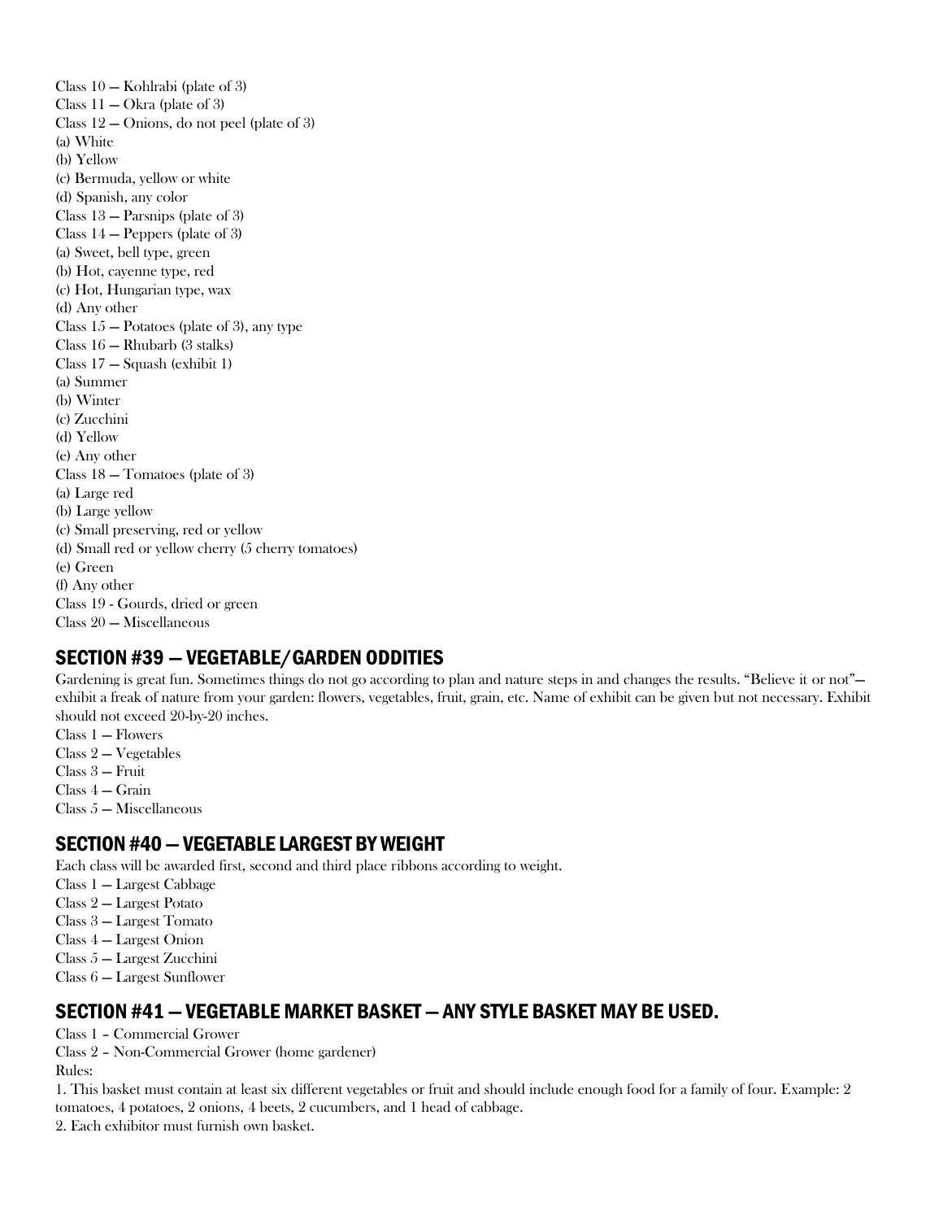Class 10 — Kohlrabi (plate of 3)
Class 11 — Okra (plate of 3)
Class 12 — Onions, do not peel (plate of 3)
(a) White
(b) Yellow
(c) Bermuda, yellow or white
(d) Spanish, any color
Class 13 — Parsnips (plate of 3)
Class 14 — Peppers (plate of 3)
(a) Sweet, bell type, green
(b) Hot, cayenne type, red
(c) Hot, Hungarian type, wax
(d) Any other
Class 15 — Potatoes (plate of 3), any type
Class 16 — Rhubarb (3 stalks)
Class 17 — Squash (exhibit 1)
(a) Summer
(b) Winter
(c) Zucchini
(d) Yellow
(e) Any other
Class 18 — Tomatoes (plate of 3)
(a) Large red
(b) Large yellow
(c) Small preserving, red or yellow
(d) Small red or yellow cherry (5 cherry tomatoes)
(e) Green
(f) Any other
Class 19 - Gourds, dried or green
Class 20 — Miscellaneous

## SECTION #39 — VEGETABLE/GARDEN ODDITIES

Gardening is great fun. Sometimes things do not go according to plan and nature steps in and changes the results. "Believe it or not"—exhibit a freak of nature from your garden: flowers, vegetables, fruit, grain, etc. Name of exhibit can be given but not necessary. Exhibit should not exceed 20-by-20 inches.

Class 1 — Flowers
Class 2 — Vegetables
Class 3 — Fruit
Class 4 — Grain
Class 5 — Miscellaneous

## SECTION #40 — VEGETABLE LARGEST BY WEIGHT

Each class will be awarded first, second and third place ribbons according to weight.

Class 1 — Largest Cabbage
Class 2 — Largest Potato
Class 3 — Largest Tomato
Class 4 — Largest Onion
Class 5 — Largest Zucchini
Class 6 — Largest Sunflower

## SECTION #41 — VEGETABLE MARKET BASKET — ANY STYLE BASKET MAY BE USED.

Class 1 – Commercial Grower
Class 2 – Non-Commercial Grower (home gardener)
Rules:

1. This basket must contain at least six different vegetables or fruit and should include enough food for a family of four. Example: 2 tomatoes, 4 potatoes, 2 onions, 4 beets, 2 cucumbers, and 1 head of cabbage.
2. Each exhibitor must furnish own basket.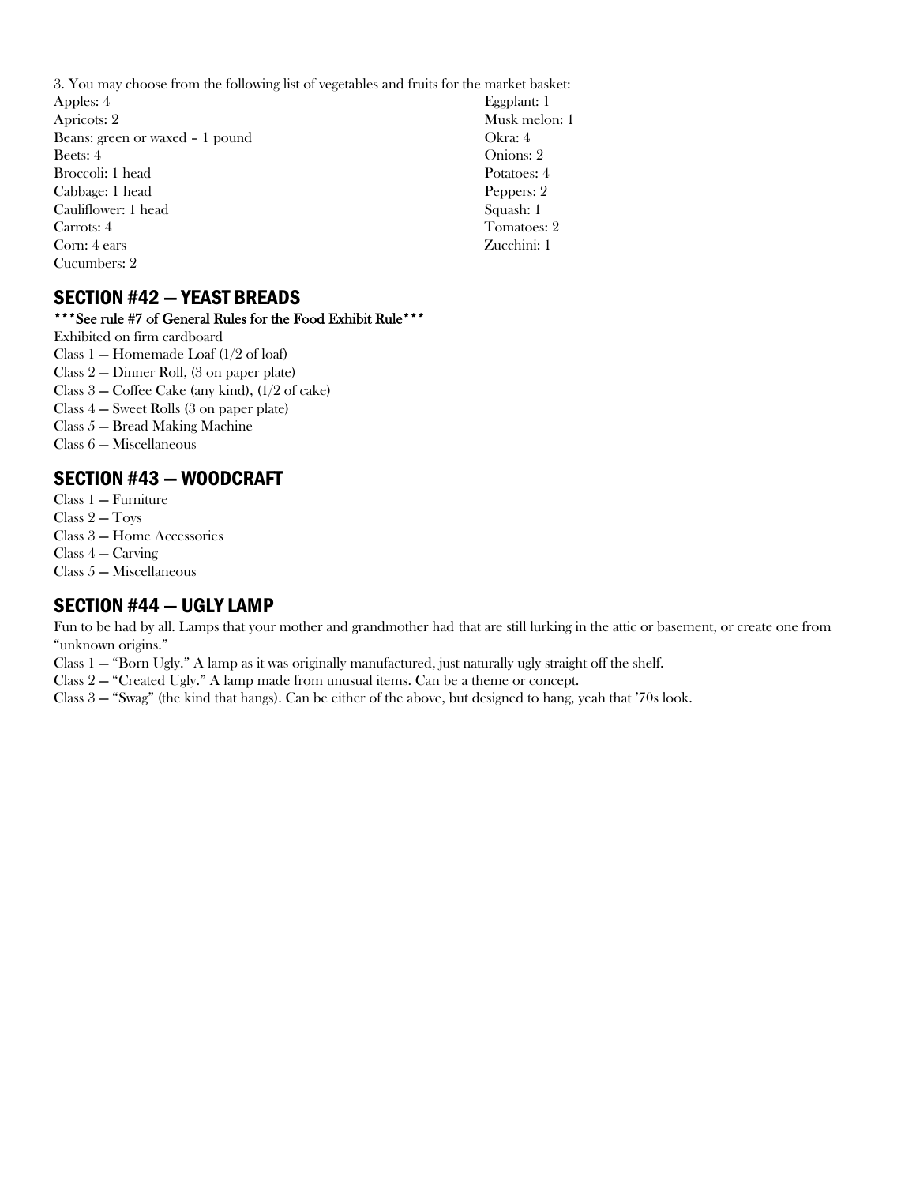3. You may choose from the following list of vegetables and fruits for the market basket:

Apples: 4
Apricots: 2
Beans: green or waxed – 1 pound
Beets: 4
Broccoli: 1 head
Cabbage: 1 head
Cauliflower: 1 head
Carrots: 4
Corn: 4 ears
Cucumbers: 2
Eggplant: 1
Musk melon: 1
Okra: 4
Onions: 2
Potatoes: 4
Peppers: 2
Squash: 1
Tomatoes: 2
Zucchini: 1

## SECTION #42 — YEAST BREADS

***See rule #7 of General Rules for the Food Exhibit Rule***

Exhibited on firm cardboard

Class 1 — Homemade Loaf (1/2 of loaf)
Class 2 — Dinner Roll, (3 on paper plate)
Class 3 — Coffee Cake (any kind), (1/2 of cake)
Class 4 — Sweet Rolls (3 on paper plate)
Class 5 — Bread Making Machine
Class 6 — Miscellaneous

## SECTION #43 — WOODCRAFT

Class 1 — Furniture
Class 2 — Toys
Class 3 — Home Accessories
Class 4 — Carving
Class 5 — Miscellaneous

## SECTION #44 — UGLY LAMP

Fun to be had by all. Lamps that your mother and grandmother had that are still lurking in the attic or basement, or create one from "unknown origins."

Class 1 — "Born Ugly." A lamp as it was originally manufactured, just naturally ugly straight off the shelf.
Class 2 — "Created Ugly." A lamp made from unusual items. Can be a theme or concept.
Class 3 — "Swag" (the kind that hangs). Can be either of the above, but designed to hang, yeah that '70s look.